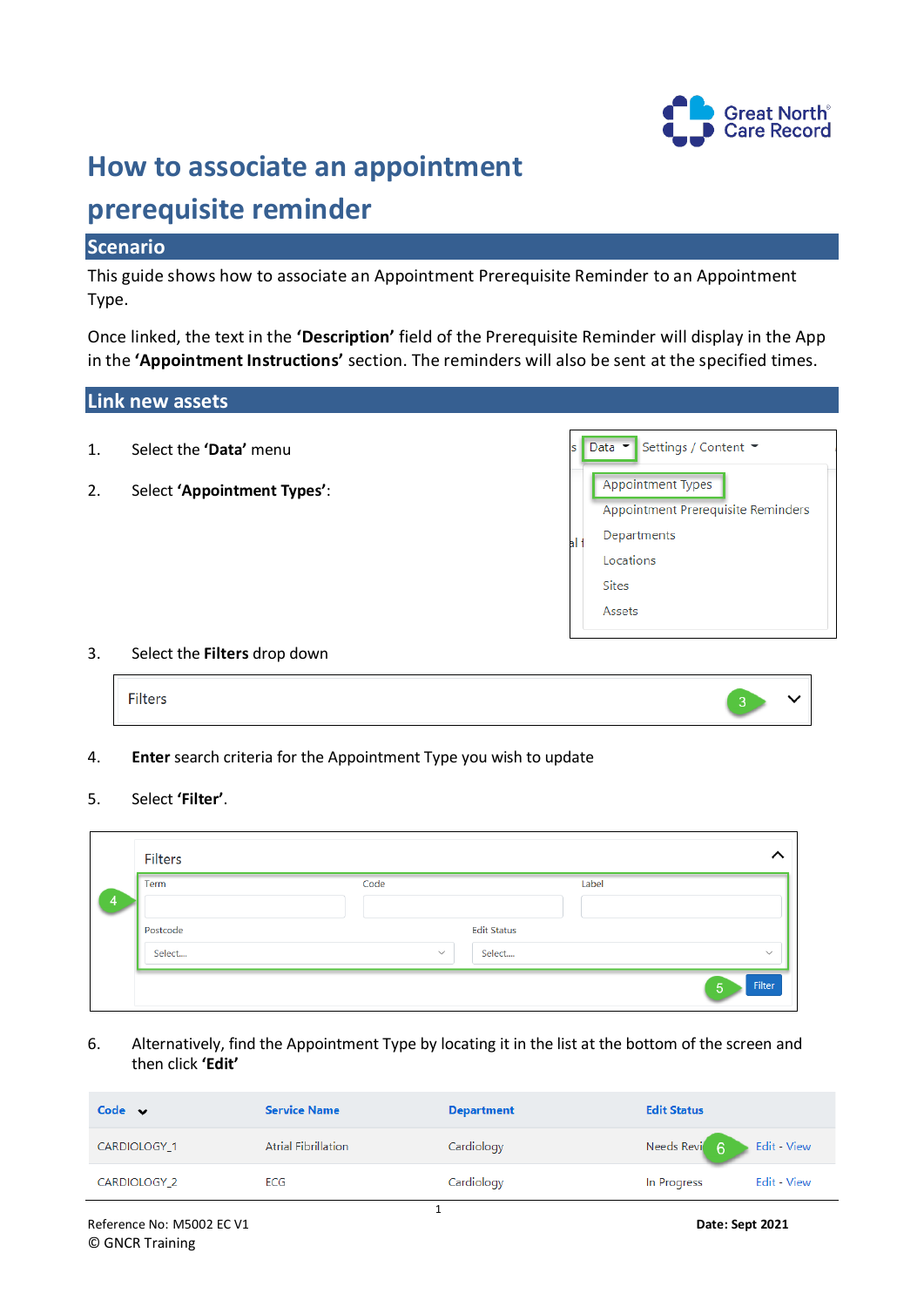# How to associate an appointment prerequisite reminder

## Scenario

This guide shows how to associate an Appointment Prerequisite Reminder to an Appointment Type.

Once linked, the text in the **'Description'** field of the Prerequisite Reminder will display in the App in the **'Appointment Instructions'** section. The reminders will also be sent at the specified times.

## Link new assets

1. Select the **'Data'** menu
2. Select **'Appointment Types'**:
3. Select the **Filters** drop down
4. **Enter** search criteria for the Appointment Type you wish to update
5. Select **'Filter'**.
6. Alternatively, find the Appointment Type by locating it in the list at the bottom of the screen and then click **'Edit'**

Reference No: M5002 EC V1
© GNCR Training

**Date: Sept 2021**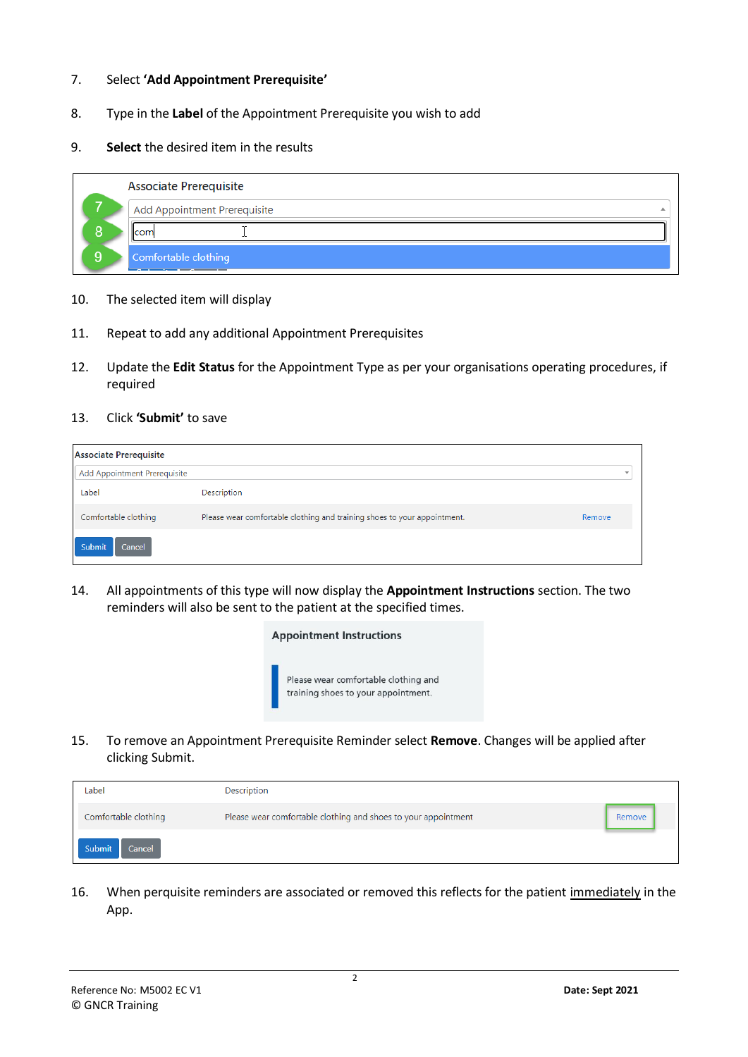7. Select **'Add Appointment Prerequisite'**

8. Type in the **Label** of the Appointment Prerequisite you wish to add

9. **Select** the desired item in the results

Associate Prerequisite

Add Appointment Prerequisite

com

Comfortable clothing

10. The selected item will display

11. Repeat to add any additional Appointment Prerequisites

12. Update the **Edit Status** for the Appointment Type as per your organisations operating procedures, if required

13. Click **'Submit'** to save

Associate Prerequisite

Add Appointment Prerequisite

| Label | Description | |
|---|---|---|
| Comfortable clothing | Please wear comfortable clothing and training shoes to your appointment. | Remove |

Submit Cancel

14. All appointments of this type will now display the **Appointment Instructions** section. The two reminders will also be sent to the patient at the specified times.

Appointment Instructions

Please wear comfortable clothing and training shoes to your appointment.

15. To remove an Appointment Prerequisite Reminder select **Remove**. Changes will be applied after clicking Submit.

| Label | Description | |
|---|---|---|
| Comfortable clothing | Please wear comfortable clothing and shoes to your appointment | Remove |

Submit Cancel

16. When perquisite reminders are associated or removed this reflects for the patient <u>immediately</u> in the App.

Reference No: M5002 EC V1
© GNCR Training

**Date: Sept 2021**